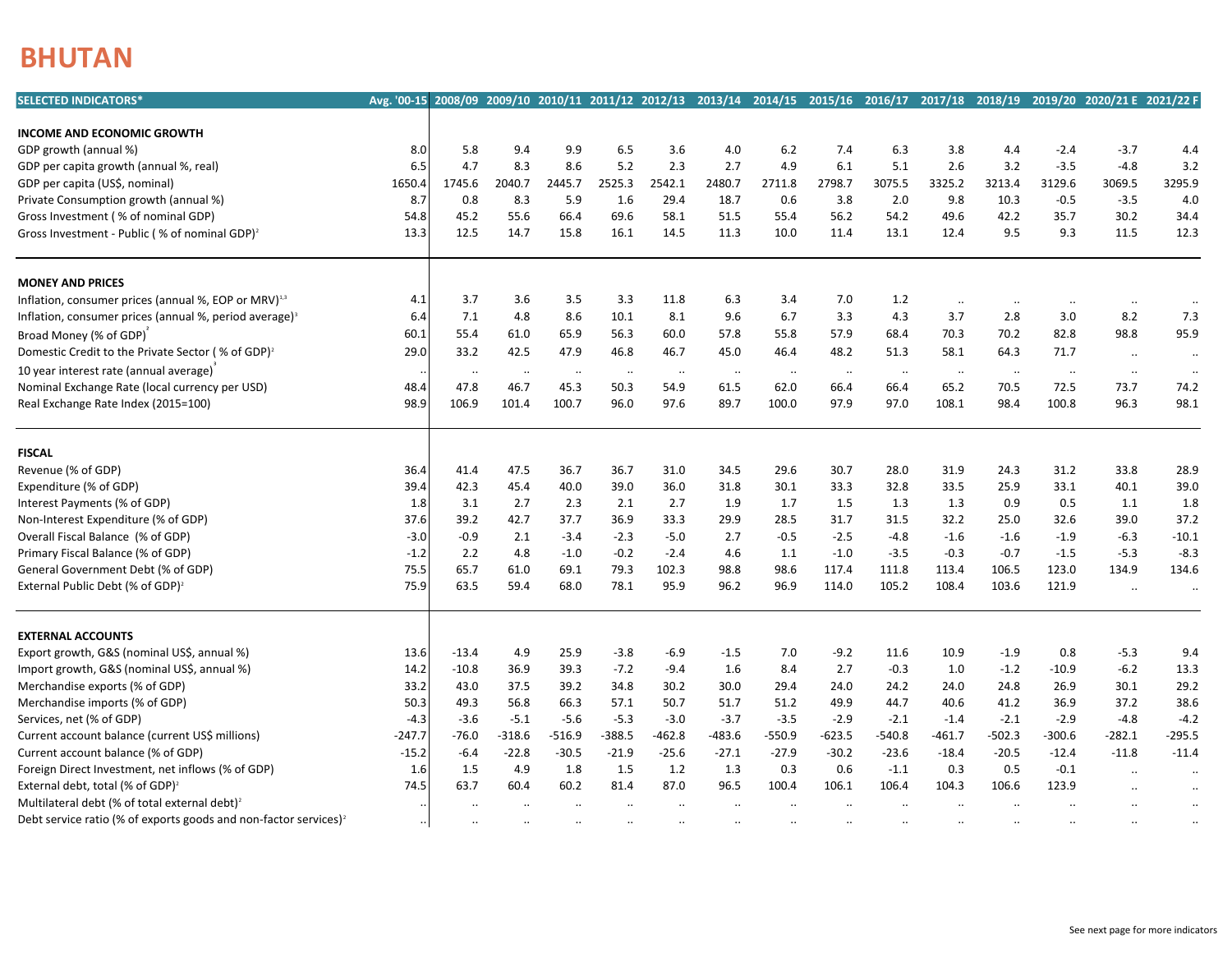# BHUTAN

| SELECTED INDICATORS* | Avg. '00-15 | 2008/09 | 2009/10 | 2010/11 | 2011/12 | 2012/13 | 2013/14 | 2014/15 | 2015/16 | 2016/17 | 2017/18 | 2018/19 | 2019/20 | 2020/21 E | 2021/22 F |
|---|---|---|---|---|---|---|---|---|---|---|---|---|---|---|---|
| **INCOME AND ECONOMIC GROWTH** | | | | | | | | | | | | | | | |
| GDP growth (annual %) | 8.0 | 5.8 | 9.4 | 9.9 | 6.5 | 3.6 | 4.0 | 6.2 | 7.4 | 6.3 | 3.8 | 4.4 | -2.4 | -3.7 | 4.4 |
| GDP per capita growth (annual %, real) | 6.5 | 4.7 | 8.3 | 8.6 | 5.2 | 2.3 | 2.7 | 4.9 | 6.1 | 5.1 | 2.6 | 3.2 | -3.5 | -4.8 | 3.2 |
| GDP per capita (US$, nominal) | 1650.4 | 1745.6 | 2040.7 | 2445.7 | 2525.3 | 2542.1 | 2480.7 | 2711.8 | 2798.7 | 3075.5 | 3325.2 | 3213.4 | 3129.6 | 3069.5 | 3295.9 |
| Private Consumption growth (annual %) | 8.7 | 0.8 | 8.3 | 5.9 | 1.6 | 29.4 | 18.7 | 0.6 | 3.8 | 2.0 | 9.8 | 10.3 | -0.5 | -3.5 | 4.0 |
| Gross Investment ( % of nominal GDP) | 54.8 | 45.2 | 55.6 | 66.4 | 69.6 | 58.1 | 51.5 | 55.4 | 56.2 | 54.2 | 49.6 | 42.2 | 35.7 | 30.2 | 34.4 |
| Gross Investment - Public ( % of nominal GDP)[2] | 13.3 | 12.5 | 14.7 | 15.8 | 16.1 | 14.5 | 11.3 | 10.0 | 11.4 | 13.1 | 12.4 | 9.5 | 9.3 | 11.5 | 12.3 |
| **MONEY AND PRICES** | | | | | | | | | | | | | | | |
| Inflation, consumer prices (annual %, EOP or MRV)[1,3] | 4.1 | 3.7 | 3.6 | 3.5 | 3.3 | 11.8 | 6.3 | 3.4 | 7.0 | 1.2 | .. | .. | .. | .. | .. |
| Inflation, consumer prices (annual %, period average)[3] | 6.4 | 7.1 | 4.8 | 8.6 | 10.1 | 8.1 | 9.6 | 6.7 | 3.3 | 4.3 | 3.7 | 2.8 | 3.0 | 8.2 | 7.3 |
| Broad Money (% of GDP)[2] | 60.1 | 55.4 | 61.0 | 65.9 | 56.3 | 60.0 | 57.8 | 55.8 | 57.9 | 68.4 | 70.3 | 70.2 | 82.8 | 98.8 | 95.9 |
| Domestic Credit to the Private Sector ( % of GDP)[2] | 29.0 | 33.2 | 42.5 | 47.9 | 46.8 | 46.7 | 45.0 | 46.4 | 48.2 | 51.3 | 58.1 | 64.3 | 71.7 | .. | .. |
| 10 year interest rate (annual average)[3] | .. | .. | .. | .. | .. | .. | .. | .. | .. | .. | .. | .. | .. | .. | .. |
| Nominal Exchange Rate (local currency per USD) | 48.4 | 47.8 | 46.7 | 45.3 | 50.3 | 54.9 | 61.5 | 62.0 | 66.4 | 66.4 | 65.2 | 70.5 | 72.5 | 73.7 | 74.2 |
| Real Exchange Rate Index (2015=100) | 98.9 | 106.9 | 101.4 | 100.7 | 96.0 | 97.6 | 89.7 | 100.0 | 97.9 | 97.0 | 108.1 | 98.4 | 100.8 | 96.3 | 98.1 |
| **FISCAL** | | | | | | | | | | | | | | | |
| Revenue (% of GDP) | 36.4 | 41.4 | 47.5 | 36.7 | 36.7 | 31.0 | 34.5 | 29.6 | 30.7 | 28.0 | 31.9 | 24.3 | 31.2 | 33.8 | 28.9 |
| Expenditure (% of GDP) | 39.4 | 42.3 | 45.4 | 40.0 | 39.0 | 36.0 | 31.8 | 30.1 | 33.3 | 32.8 | 33.5 | 25.9 | 33.1 | 40.1 | 39.0 |
| Interest Payments (% of GDP) | 1.8 | 3.1 | 2.7 | 2.3 | 2.1 | 2.7 | 1.9 | 1.7 | 1.5 | 1.3 | 1.3 | 0.9 | 0.5 | 1.1 | 1.8 |
| Non-Interest Expenditure (% of GDP) | 37.6 | 39.2 | 42.7 | 37.7 | 36.9 | 33.3 | 29.9 | 28.5 | 31.7 | 31.5 | 32.2 | 25.0 | 32.6 | 39.0 | 37.2 |
| Overall Fiscal Balance (% of GDP) | -3.0 | -0.9 | 2.1 | -3.4 | -2.3 | -5.0 | 2.7 | -0.5 | -2.5 | -4.8 | -1.6 | -1.6 | -1.9 | -6.3 | -10.1 |
| Primary Fiscal Balance (% of GDP) | -1.2 | 2.2 | 4.8 | -1.0 | -0.2 | -2.4 | 4.6 | 1.1 | -1.0 | -3.5 | -0.3 | -0.7 | -1.5 | -5.3 | -8.3 |
| General Government Debt (% of GDP) | 75.5 | 65.7 | 61.0 | 69.1 | 79.3 | 102.3 | 98.8 | 98.6 | 117.4 | 111.8 | 113.4 | 106.5 | 123.0 | 134.9 | 134.6 |
| External Public Debt (% of GDP)[2] | 75.9 | 63.5 | 59.4 | 68.0 | 78.1 | 95.9 | 96.2 | 96.9 | 114.0 | 105.2 | 108.4 | 103.6 | 121.9 | .. | .. |
| **EXTERNAL ACCOUNTS** | | | | | | | | | | | | | | | |
| Export growth, G&S (nominal US$, annual %) | 13.6 | -13.4 | 4.9 | 25.9 | -3.8 | -6.9 | -1.5 | 7.0 | -9.2 | 11.6 | 10.9 | -1.9 | 0.8 | -5.3 | 9.4 |
| Import growth, G&S (nominal US$, annual %) | 14.2 | -10.8 | 36.9 | 39.3 | -7.2 | -9.4 | 1.6 | 8.4 | 2.7 | -0.3 | 1.0 | -1.2 | -10.9 | -6.2 | 13.3 |
| Merchandise exports (% of GDP) | 33.2 | 43.0 | 37.5 | 39.2 | 34.8 | 30.2 | 30.0 | 29.4 | 24.0 | 24.2 | 24.0 | 24.8 | 26.9 | 30.1 | 29.2 |
| Merchandise imports (% of GDP) | 50.3 | 49.3 | 56.8 | 66.3 | 57.1 | 50.7 | 51.7 | 51.2 | 49.9 | 44.7 | 40.6 | 41.2 | 36.9 | 37.2 | 38.6 |
| Services, net (% of GDP) | -4.3 | -3.6 | -5.1 | -5.6 | -5.3 | -3.0 | -3.7 | -3.5 | -2.9 | -2.1 | -1.4 | -2.1 | -2.9 | -4.8 | -4.2 |
| Current account balance (current US$ millions) | -247.7 | -76.0 | -318.6 | -516.9 | -388.5 | -462.8 | -483.6 | -550.9 | -623.5 | -540.8 | -461.7 | -502.3 | -300.6 | -282.1 | -295.5 |
| Current account balance (% of GDP) | -15.2 | -6.4 | -22.8 | -30.5 | -21.9 | -25.6 | -27.1 | -27.9 | -30.2 | -23.6 | -18.4 | -20.5 | -12.4 | -11.8 | -11.4 |
| Foreign Direct Investment, net inflows (% of GDP) | 1.6 | 1.5 | 4.9 | 1.8 | 1.5 | 1.2 | 1.3 | 0.3 | 0.6 | -1.1 | 0.3 | 0.5 | -0.1 | .. | .. |
| External debt, total (% of GDP)[2] | 74.5 | 63.7 | 60.4 | 60.2 | 81.4 | 87.0 | 96.5 | 100.4 | 106.1 | 106.4 | 104.3 | 106.6 | 123.9 | .. | .. |
| Multilateral debt (% of total external debt)[2] | .. | .. | .. | .. | .. | .. | .. | .. | .. | .. | .. | .. | .. | .. | .. |
| Debt service ratio (% of exports goods and non-factor services)[2] | .. | .. | .. | .. | .. | .. | .. | .. | .. | .. | .. | .. | .. | .. | .. |

See next page for more indicators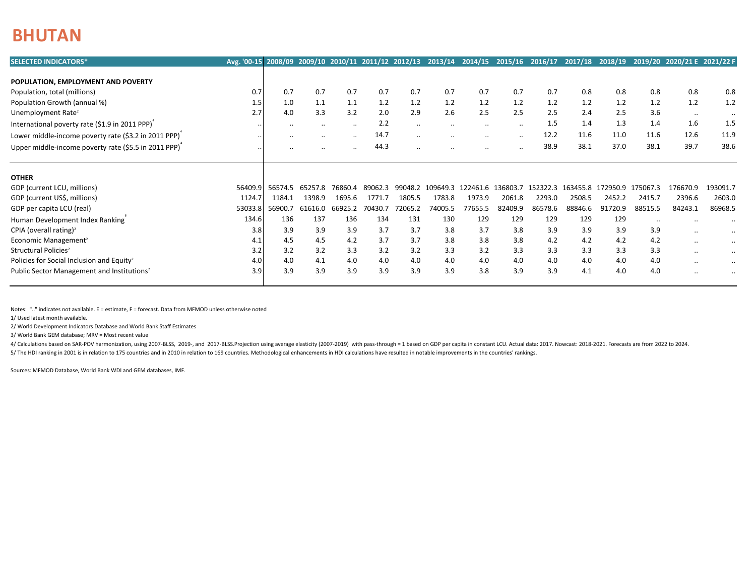# BHUTAN

| SELECTED INDICATORS* | Avg. '00-15 | 2008/09 | 2009/10 | 2010/11 | 2011/12 | 2012/13 | 2013/14 | 2014/15 | 2015/16 | 2016/17 | 2017/18 | 2018/19 | 2019/20 | 2020/21 E | 2021/22 F |
|---|---|---|---|---|---|---|---|---|---|---|---|---|---|---|---|
| **POPULATION, EMPLOYMENT AND POVERTY** | | | | | | | | | | | | | | | |
| Population, total (millions) | 0.7 | 0.7 | 0.7 | 0.7 | 0.7 | 0.7 | 0.7 | 0.7 | 0.7 | 0.7 | 0.8 | 0.8 | 0.8 | 0.8 | 0.8 |
| Population Growth (annual %) | 1.5 | 1.0 | 1.1 | 1.1 | 1.2 | 1.2 | 1.2 | 1.2 | 1.2 | 1.2 | 1.2 | 1.2 | 1.2 | 1.2 | 1.2 |
| Unemployment Rate[2] | 2.7 | 4.0 | 3.3 | 3.2 | 2.0 | 2.9 | 2.6 | 2.5 | 2.5 | 2.5 | 2.4 | 2.5 | 3.6 | .. | .. |
| International poverty rate ($1.9 in 2011 PPP)[4] | .. | .. | .. | .. | 2.2 | .. | .. | .. | .. | 1.5 | 1.4 | 1.3 | 1.4 | 1.6 | 1.5 |
| Lower middle-income poverty rate ($3.2 in 2011 PPP)[4] | .. | .. | .. | .. | 14.7 | .. | .. | .. | .. | 12.2 | 11.6 | 11.0 | 11.6 | 12.6 | 11.9 |
| Upper middle-income poverty rate ($5.5 in 2011 PPP)[4] | .. | .. | .. | .. | 44.3 | .. | .. | .. | .. | 38.9 | 38.1 | 37.0 | 38.1 | 39.7 | 38.6 |
| **OTHER** | | | | | | | | | | | | | | | |
| GDP (current LCU, millions) | 56409.9 | 56574.5 | 65257.8 | 76860.4 | 89062.3 | 99048.2 | 109649.3 | 122461.6 | 136803.7 | 152322.3 | 163455.8 | 172950.9 | 175067.3 | 176670.9 | 193091.7 |
| GDP (current US$, millions) | 1124.7 | 1184.1 | 1398.9 | 1695.6 | 1771.7 | 1805.5 | 1783.8 | 1973.9 | 2061.8 | 2293.0 | 2508.5 | 2452.2 | 2415.7 | 2396.6 | 2603.0 |
| GDP per capita LCU (real) | 53033.8 | 56900.7 | 61616.0 | 66925.2 | 70430.7 | 72065.2 | 74005.5 | 77655.5 | 82409.9 | 86578.6 | 88846.6 | 91720.9 | 88515.5 | 84243.1 | 86968.5 |
| Human Development Index Ranking[5] | 134.6 | 136 | 137 | 136 | 134 | 131 | 130 | 129 | 129 | 129 | 129 | 129 | .. | .. | .. |
| CPIA (overall rating)[2] | 3.8 | 3.9 | 3.9 | 3.9 | 3.7 | 3.7 | 3.8 | 3.7 | 3.8 | 3.9 | 3.9 | 3.9 | 3.9 | .. | .. |
| Economic Management[2] | 4.1 | 4.5 | 4.5 | 4.2 | 3.7 | 3.7 | 3.8 | 3.8 | 3.8 | 4.2 | 4.2 | 4.2 | 4.2 | .. | .. |
| Structural Policies[2] | 3.2 | 3.2 | 3.2 | 3.3 | 3.2 | 3.2 | 3.3 | 3.2 | 3.3 | 3.3 | 3.3 | 3.3 | 3.3 | .. | .. |
| Policies for Social Inclusion and Equity[2] | 4.0 | 4.0 | 4.1 | 4.0 | 4.0 | 4.0 | 4.0 | 4.0 | 4.0 | 4.0 | 4.0 | 4.0 | 4.0 | .. | .. |
| Public Sector Management and Institutions[2] | 3.9 | 3.9 | 3.9 | 3.9 | 3.9 | 3.9 | 3.9 | 3.8 | 3.9 | 3.9 | 4.1 | 4.0 | 4.0 | .. | .. |

Notes: ".." indicates not available. E = estimate, F = forecast. Data from MFMOD unless otherwise noted

1/ Used latest month available.

2/ World Development Indicators Database and World Bank Staff Estimates

3/ World Bank GEM database; MRV = Most recent value

4/ Calculations based on SAR-POV harmonization, using 2007-BLSS, 2019-, and 2017-BLSS.Projection using average elasticity (2007-2019) with pass-through = 1 based on GDP per capita in constant LCU. Actual data: 2017. Nowcast: 2018-2021. Forecasts are from 2022 to 2024.

5/ The HDI ranking in 2001 is in relation to 175 countries and in 2010 in relation to 169 countries. Methodological enhancements in HDI calculations have resulted in notable improvements in the countries' rankings.

Sources: MFMOD Database, World Bank WDI and GEM databases, IMF.